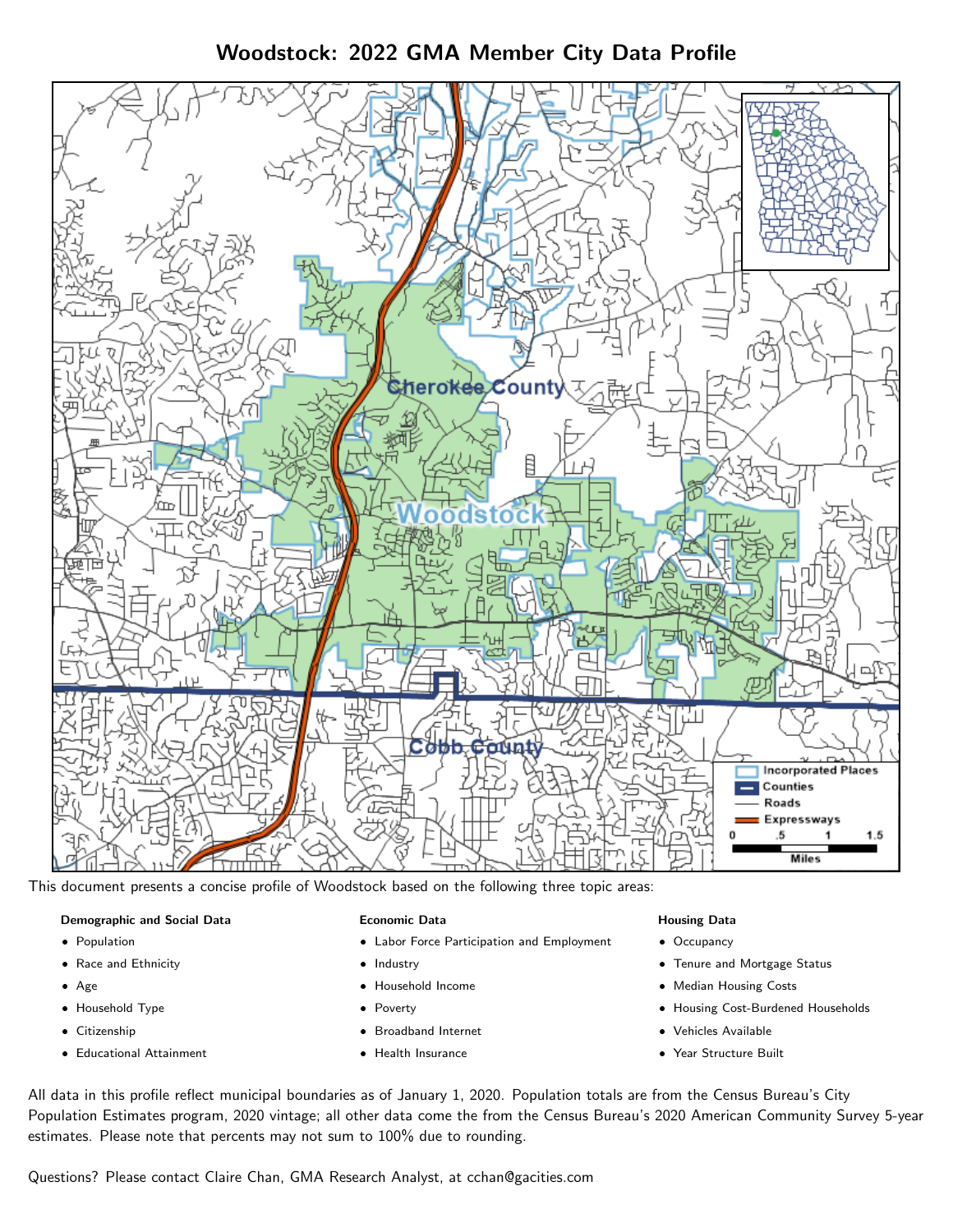# Woodstock: 2022 GMA Member City Data Profile

This document presents a concise profile of Woodstock based on the following three topic areas:

**Demographic and Social Data**

- Population
- Race and Ethnicity
- Age
- Household Type
- Citizenship
- Educational Attainment

**Economic Data**

- Labor Force Participation and Employment
- Industry
- Household Income
- Poverty
- Broadband Internet
- Health Insurance

**Housing Data**

- Occupancy
- Tenure and Mortgage Status
- Median Housing Costs
- Housing Cost-Burdened Households
- Vehicles Available
- Year Structure Built

All data in this profile reflect municipal boundaries as of January 1, 2020. Population totals are from the Census Bureau's City Population Estimates program, 2020 vintage; all other data come the from the Census Bureau's 2020 American Community Survey 5-year estimates. Please note that percents may not sum to 100% due to rounding.

Questions? Please contact Claire Chan, GMA Research Analyst, at cchan@gacities.com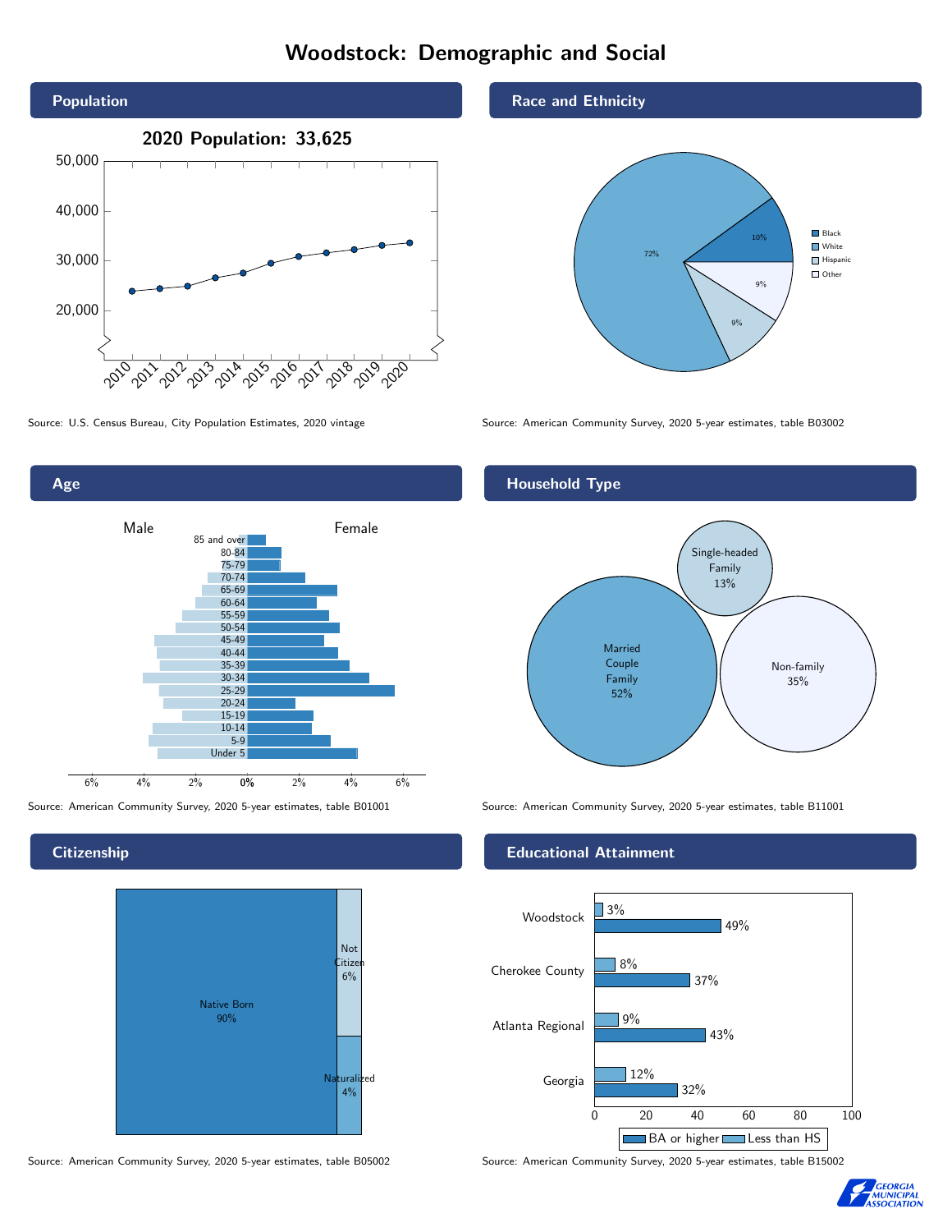# Woodstock: Demographic and Social

## Population

**2020 Population: 33,625**

Source: U.S. Census Bureau, City Population Estimates, 2020 vintage

## Race and Ethnicity

| Group | Percent |
|---|---|
| Black | 10% |
| White | 72% |
| Hispanic | 9% |
| Other | 9% |

Source: American Community Survey, 2020 5-year estimates, table B03002

## Age

Source: American Community Survey, 2020 5-year estimates, table B01001

## Household Type

| Household Type | Percent |
|---|---|
| Married Couple Family | 52% |
| Single-headed Family | 13% |
| Non-family | 35% |

Source: American Community Survey, 2020 5-year estimates, table B11001

## Citizenship

| Status | Percent |
|---|---|
| Native Born | 90% |
| Not Citizen | 6% |
| Naturalized | 4% |

Source: American Community Survey, 2020 5-year estimates, table B05002

## Educational Attainment

| Area | Less than HS | BA or higher |
|---|---|---|
| Woodstock | 3% | 49% |
| Cherokee County | 8% | 37% |
| Atlanta Regional | 9% | 43% |
| Georgia | 12% | 32% |

Source: American Community Survey, 2020 5-year estimates, table B15002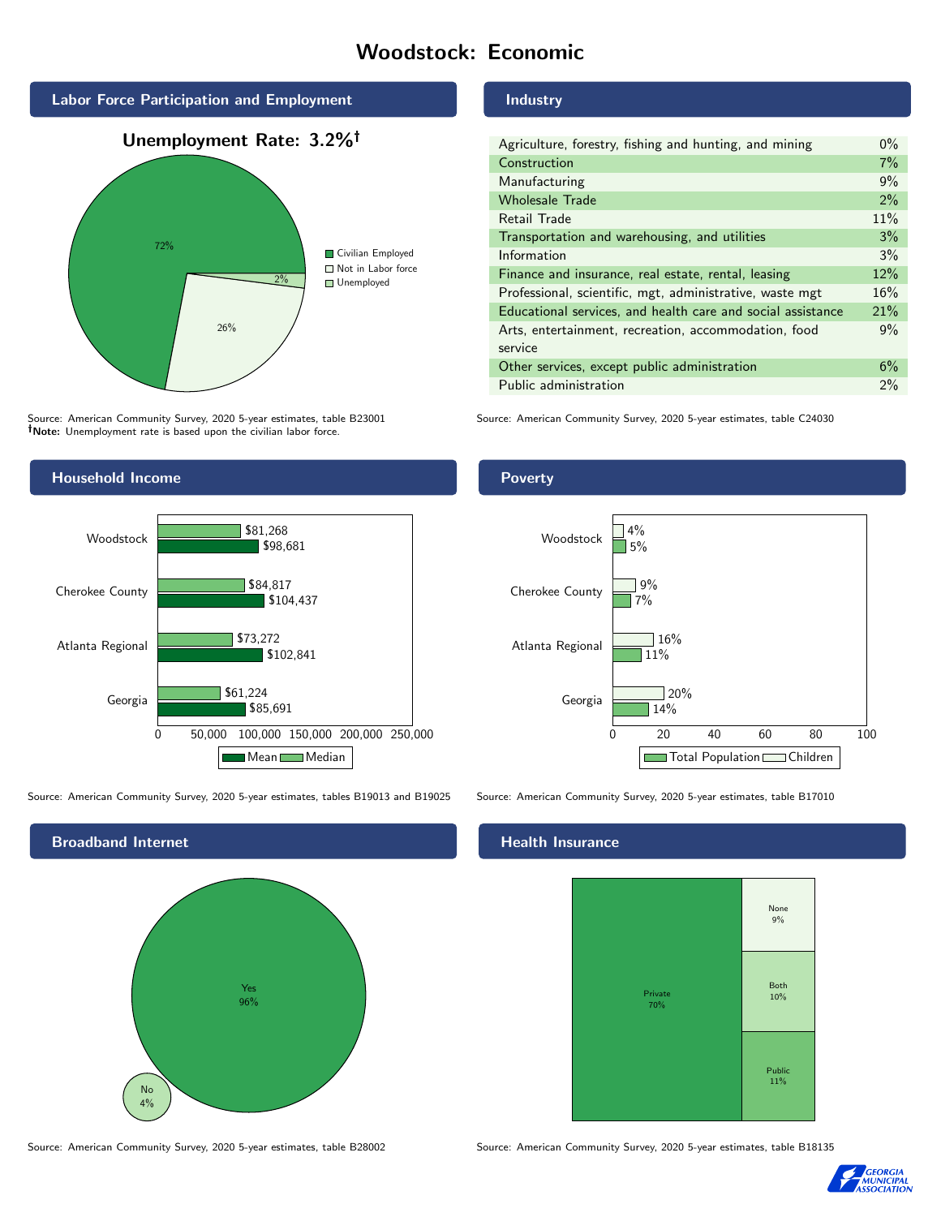# Woodstock: Economic

## Labor Force Participation and Employment

**Unemployment Rate: 3.2%†**

| Category | Percent |
|---|---|
| Civilian Employed | 72% |
| Not in Labor force | 26% |
| Unemployed | 2% |

Source: American Community Survey, 2020 5-year estimates, table B23001
**†Note:** Unemployment rate is based upon the civilian labor force.

## Industry

| Industry | Percent |
|---|---|
| Agriculture, forestry, fishing and hunting, and mining | 0% |
| Construction | 7% |
| Manufacturing | 9% |
| Wholesale Trade | 2% |
| Retail Trade | 11% |
| Transportation and warehousing, and utilities | 3% |
| Information | 3% |
| Finance and insurance, real estate, rental, leasing | 12% |
| Professional, scientific, mgt, administrative, waste mgt | 16% |
| Educational services, and health care and social assistance | 21% |
| Arts, entertainment, recreation, accommodation, food service | 9% |
| Other services, except public administration | 6% |
| Public administration | 2% |

Source: American Community Survey, 2020 5-year estimates, table C24030

## Household Income

| | Median | Mean |
|---|---|---|
| Woodstock | $81,268 | $98,681 |
| Cherokee County | $84,817 | $104,437 |
| Atlanta Regional | $73,272 | $102,841 |
| Georgia | $61,224 | $85,691 |

Source: American Community Survey, 2020 5-year estimates, tables B19013 and B19025

## Poverty

| | Children | Total Population |
|---|---|---|
| Woodstock | 4% | 5% |
| Cherokee County | 9% | 7% |
| Atlanta Regional | 16% | 11% |
| Georgia | 20% | 14% |

Source: American Community Survey, 2020 5-year estimates, table B17010

## Broadband Internet

| | Percent |
|---|---|
| Yes | 96% |
| No | 4% |

Source: American Community Survey, 2020 5-year estimates, table B28002

## Health Insurance

| Type | Percent |
|---|---|
| Private | 70% |
| None | 9% |
| Both | 10% |
| Public | 11% |

Source: American Community Survey, 2020 5-year estimates, table B18135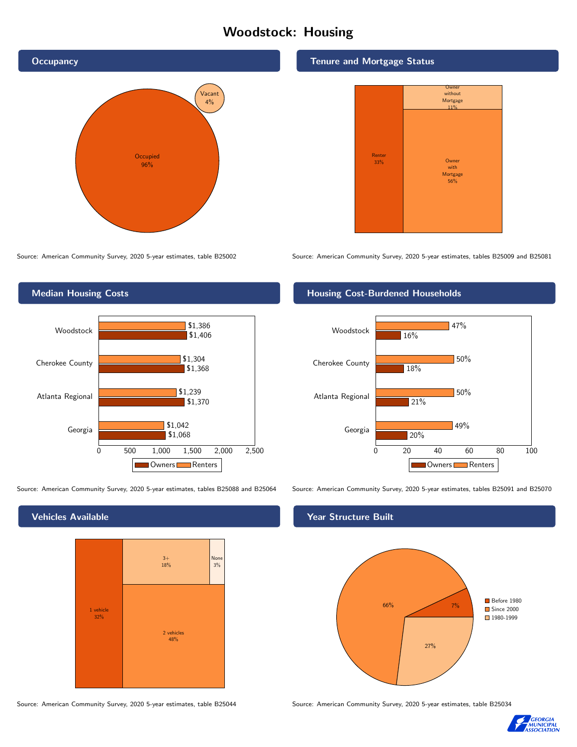# Woodstock: Housing

## Occupancy

Vacant
4%

Occupied
96%

Source: American Community Survey, 2020 5-year estimates, table B25002

## Tenure and Mortgage Status

Owner without Mortgage 11%

Renter 33%

Owner with Mortgage 56%

Source: American Community Survey, 2020 5-year estimates, tables B25009 and B25081

## Median Housing Costs

Woodstock
$1,386
$1,406

Cherokee County
$1,304
$1,368

Atlanta Regional
$1,239
$1,370

Georgia
$1,042
$1,068

0 500 1,000 1,500 2,000 2,500

Owners Renters

Source: American Community Survey, 2020 5-year estimates, tables B25088 and B25064

## Housing Cost-Burdened Households

Woodstock
47%
16%

Cherokee County
50%
18%

Atlanta Regional
50%
21%

Georgia
49%
20%

0 20 40 60 80 100

Owners Renters

Source: American Community Survey, 2020 5-year estimates, tables B25091 and B25070

## Vehicles Available

1 vehicle 32%

3+ 18%

None 3%

2 vehicles 48%

Source: American Community Survey, 2020 5-year estimates, table B25044

## Year Structure Built

66%

7%

27%

Before 1980
Since 2000
1980-1999

Source: American Community Survey, 2020 5-year estimates, table B25034